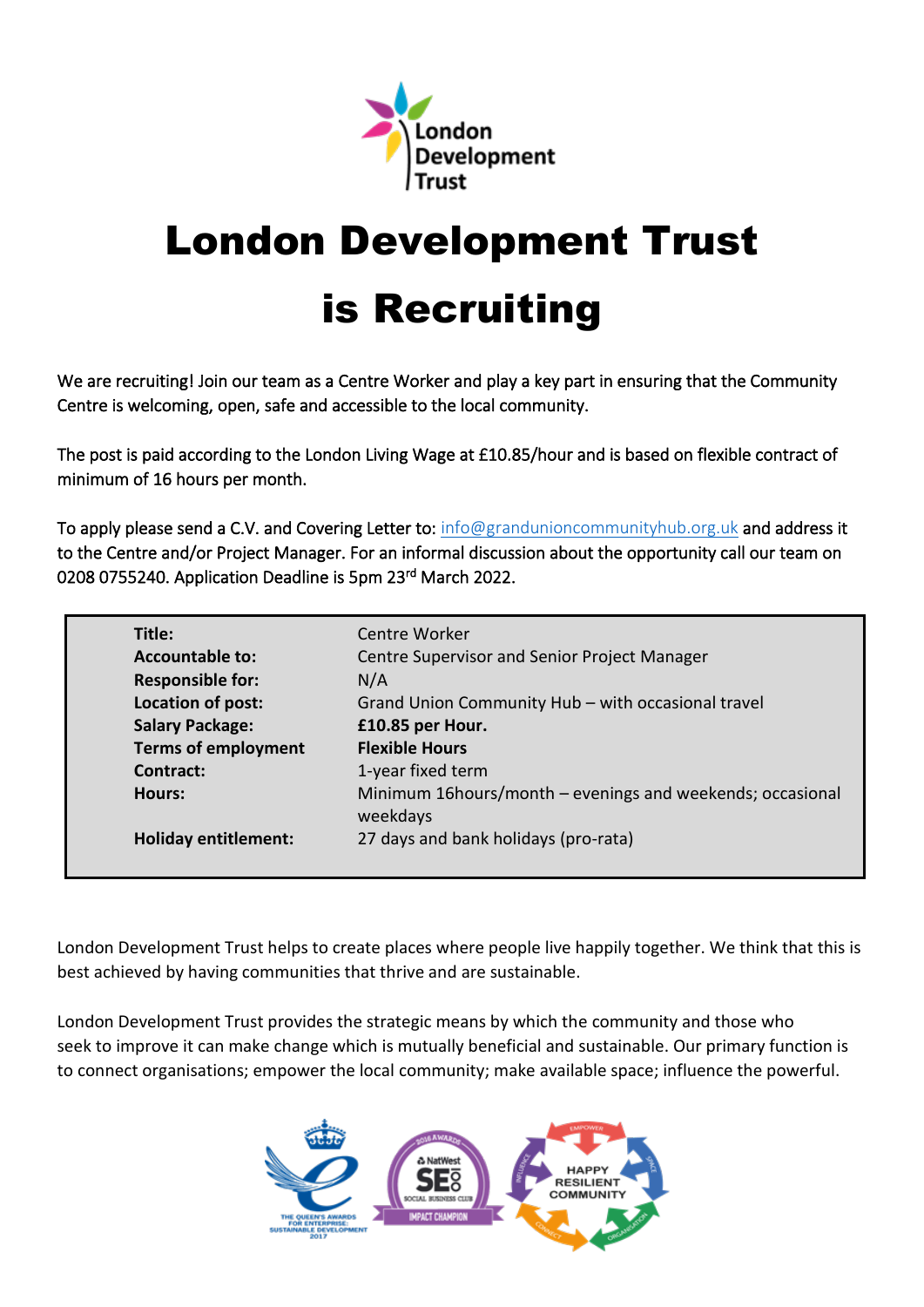# London Development Trust is Recruiting

We are recruiting! Join our team as a Centre Worker and play a key part in ensuring that the Community Centre is welcoming, open, safe and accessible to the local community.

The post is paid according to the London Living Wage at £10.85/hour and is based on flexible contract of minimum of 16 hours per month.

To apply please send a C.V. and Covering Letter to: info@grandunioncommunityhub.org.uk and address it to the Centre and/or Project Manager. For an informal discussion about the opportunity call our team on 0208 0755240. Application Deadline is 5pm 23rd March 2022.

| | |
|---|---|
| **Title:** | Centre Worker |
| **Accountable to:** | Centre Supervisor and Senior Project Manager |
| **Responsible for:** | N/A |
| **Location of post:** | Grand Union Community Hub – with occasional travel |
| **Salary Package:** | **£10.85 per Hour.** |
| **Terms of employment** | **Flexible Hours** |
| **Contract:** | 1-year fixed term |
| **Hours:** | Minimum 16hours/month – evenings and weekends; occasional weekdays |
| **Holiday entitlement:** | 27 days and bank holidays (pro-rata) |

London Development Trust helps to create places where people live happily together. We think that this is best achieved by having communities that thrive and are sustainable.

London Development Trust provides the strategic means by which the community and those who seek to improve it can make change which is mutually beneficial and sustainable. Our primary function is to connect organisations; empower the local community; make available space; influence the powerful.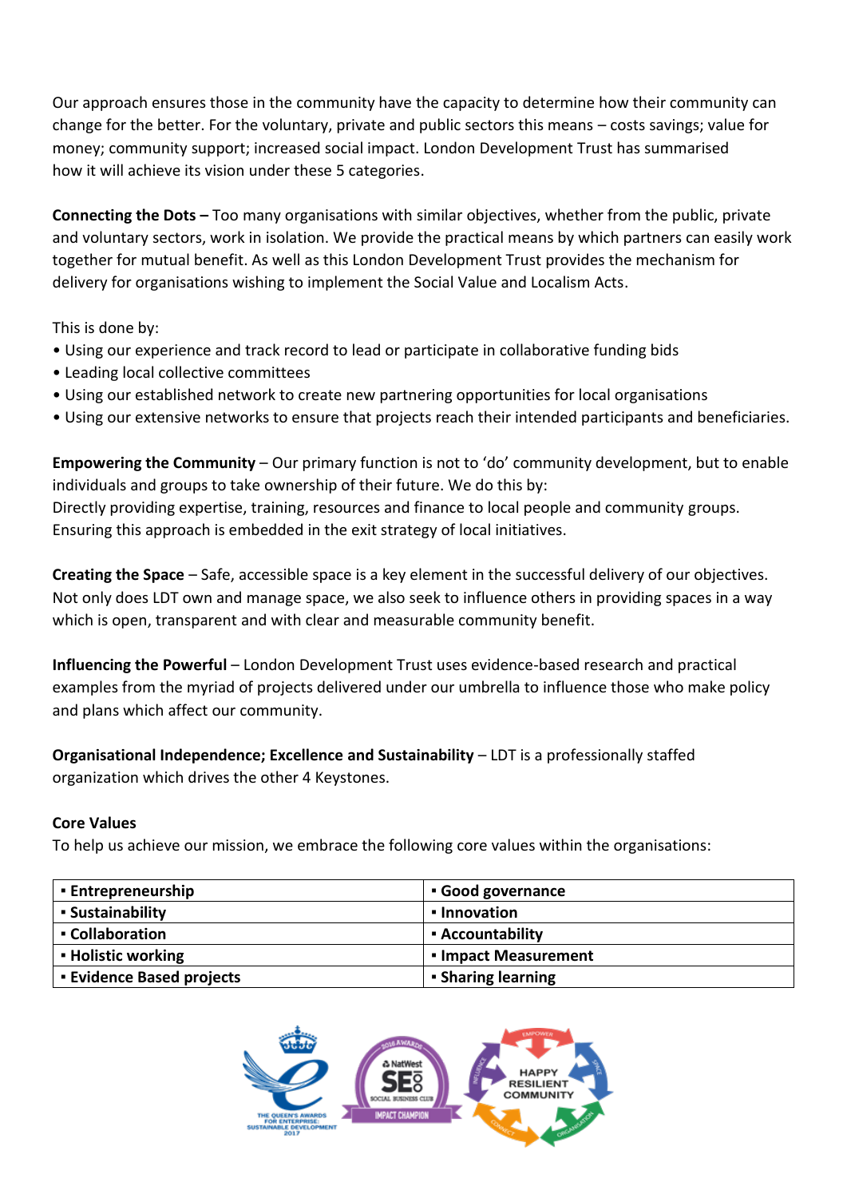Our approach ensures those in the community have the capacity to determine how their community can change for the better. For the voluntary, private and public sectors this means – costs savings; value for money; community support; increased social impact. London Development Trust has summarised how it will achieve its vision under these 5 categories.

**Connecting the Dots –** Too many organisations with similar objectives, whether from the public, private and voluntary sectors, work in isolation. We provide the practical means by which partners can easily work together for mutual benefit. As well as this London Development Trust provides the mechanism for delivery for organisations wishing to implement the Social Value and Localism Acts.

This is done by:

- Using our experience and track record to lead or participate in collaborative funding bids
- Leading local collective committees
- Using our established network to create new partnering opportunities for local organisations
- Using our extensive networks to ensure that projects reach their intended participants and beneficiaries.

**Empowering the Community** – Our primary function is not to 'do' community development, but to enable individuals and groups to take ownership of their future. We do this by:
Directly providing expertise, training, resources and finance to local people and community groups.
Ensuring this approach is embedded in the exit strategy of local initiatives.

**Creating the Space** – Safe, accessible space is a key element in the successful delivery of our objectives. Not only does LDT own and manage space, we also seek to influence others in providing spaces in a way which is open, transparent and with clear and measurable community benefit.

**Influencing the Powerful** – London Development Trust uses evidence-based research and practical examples from the myriad of projects delivered under our umbrella to influence those who make policy and plans which affect our community.

**Organisational Independence; Excellence and Sustainability** – LDT is a professionally staffed organization which drives the other 4 Keystones.

**Core Values**

To help us achieve our mission, we embrace the following core values within the organisations:

| | |
|---|---|
| ▪ **Entrepreneurship** | ▪ **Good governance** |
| ▪ **Sustainability** | ▪ **Innovation** |
| ▪ **Collaboration** | ▪ **Accountability** |
| ▪ **Holistic working** | ▪ **Impact Measurement** |
| ▪ **Evidence Based projects** | ▪ **Sharing learning** |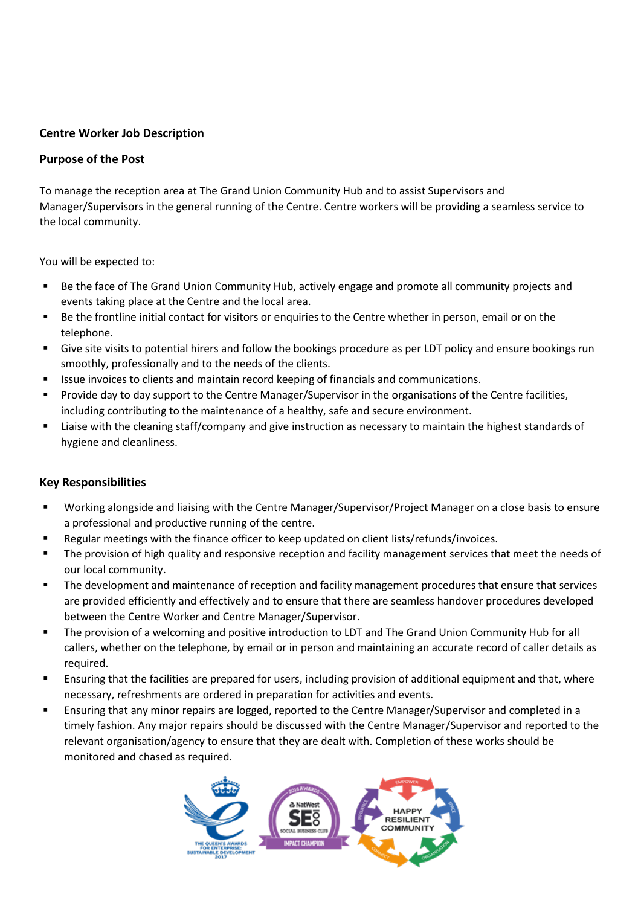**Centre Worker Job Description**

**Purpose of the Post**

To manage the reception area at The Grand Union Community Hub and to assist Supervisors and Manager/Supervisors in the general running of the Centre. Centre workers will be providing a seamless service to the local community.

You will be expected to:

- Be the face of The Grand Union Community Hub, actively engage and promote all community projects and events taking place at the Centre and the local area.
- Be the frontline initial contact for visitors or enquiries to the Centre whether in person, email or on the telephone.
- Give site visits to potential hirers and follow the bookings procedure as per LDT policy and ensure bookings run smoothly, professionally and to the needs of the clients.
- Issue invoices to clients and maintain record keeping of financials and communications.
- Provide day to day support to the Centre Manager/Supervisor in the organisations of the Centre facilities, including contributing to the maintenance of a healthy, safe and secure environment.
- Liaise with the cleaning staff/company and give instruction as necessary to maintain the highest standards of hygiene and cleanliness.

**Key Responsibilities**

- Working alongside and liaising with the Centre Manager/Supervisor/Project Manager on a close basis to ensure a professional and productive running of the centre.
- Regular meetings with the finance officer to keep updated on client lists/refunds/invoices.
- The provision of high quality and responsive reception and facility management services that meet the needs of our local community.
- The development and maintenance of reception and facility management procedures that ensure that services are provided efficiently and effectively and to ensure that there are seamless handover procedures developed between the Centre Worker and Centre Manager/Supervisor.
- The provision of a welcoming and positive introduction to LDT and The Grand Union Community Hub for all callers, whether on the telephone, by email or in person and maintaining an accurate record of caller details as required.
- Ensuring that the facilities are prepared for users, including provision of additional equipment and that, where necessary, refreshments are ordered in preparation for activities and events.
- Ensuring that any minor repairs are logged, reported to the Centre Manager/Supervisor and completed in a timely fashion. Any major repairs should be discussed with the Centre Manager/Supervisor and reported to the relevant organisation/agency to ensure that they are dealt with. Completion of these works should be monitored and chased as required.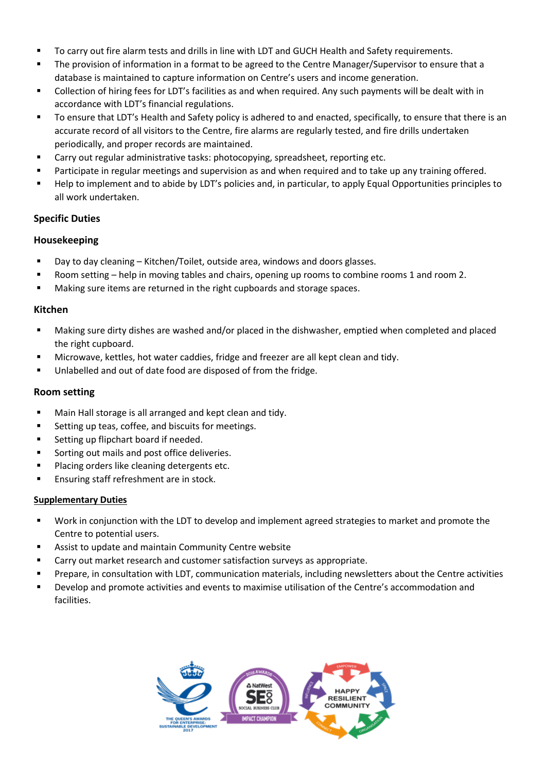- To carry out fire alarm tests and drills in line with LDT and GUCH Health and Safety requirements.
- The provision of information in a format to be agreed to the Centre Manager/Supervisor to ensure that a database is maintained to capture information on Centre's users and income generation.
- Collection of hiring fees for LDT's facilities as and when required. Any such payments will be dealt with in accordance with LDT's financial regulations.
- To ensure that LDT's Health and Safety policy is adhered to and enacted, specifically, to ensure that there is an accurate record of all visitors to the Centre, fire alarms are regularly tested, and fire drills undertaken periodically, and proper records are maintained.
- Carry out regular administrative tasks: photocopying, spreadsheet, reporting etc.
- Participate in regular meetings and supervision as and when required and to take up any training offered.
- Help to implement and to abide by LDT's policies and, in particular, to apply Equal Opportunities principles to all work undertaken.

**Specific Duties**

**Housekeeping**

- Day to day cleaning – Kitchen/Toilet, outside area, windows and doors glasses.
- Room setting – help in moving tables and chairs, opening up rooms to combine rooms 1 and room 2.
- Making sure items are returned in the right cupboards and storage spaces.

**Kitchen**

- Making sure dirty dishes are washed and/or placed in the dishwasher, emptied when completed and placed the right cupboard.
- Microwave, kettles, hot water caddies, fridge and freezer are all kept clean and tidy.
- Unlabelled and out of date food are disposed of from the fridge.

**Room setting**

- Main Hall storage is all arranged and kept clean and tidy.
- Setting up teas, coffee, and biscuits for meetings.
- Setting up flipchart board if needed.
- Sorting out mails and post office deliveries.
- Placing orders like cleaning detergents etc.
- Ensuring staff refreshment are in stock.

**Supplementary Duties**

- Work in conjunction with the LDT to develop and implement agreed strategies to market and promote the Centre to potential users.
- Assist to update and maintain Community Centre website
- Carry out market research and customer satisfaction surveys as appropriate.
- Prepare, in consultation with LDT, communication materials, including newsletters about the Centre activities
- Develop and promote activities and events to maximise utilisation of the Centre's accommodation and facilities.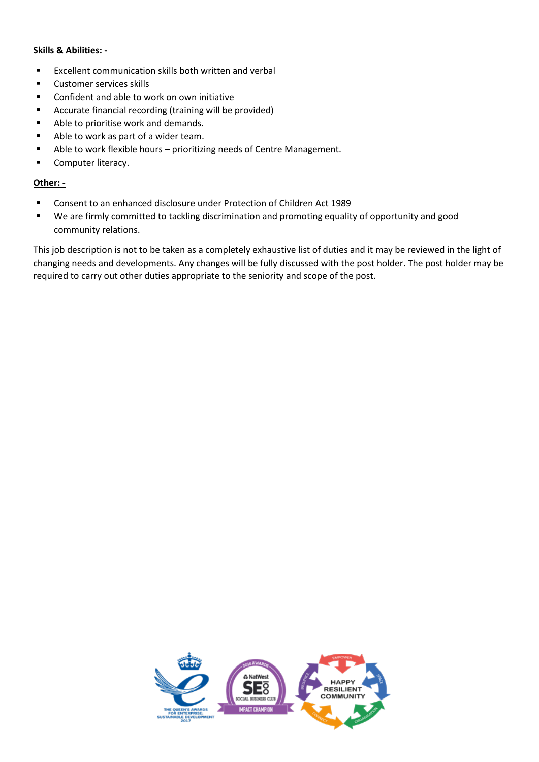**Skills & Abilities: -**

- Excellent communication skills both written and verbal
- Customer services skills
- Confident and able to work on own initiative
- Accurate financial recording (training will be provided)
- Able to prioritise work and demands.
- Able to work as part of a wider team.
- Able to work flexible hours – prioritizing needs of Centre Management.
- Computer literacy.

**Other: -**

- Consent to an enhanced disclosure under Protection of Children Act 1989
- We are firmly committed to tackling discrimination and promoting equality of opportunity and good community relations.

This job description is not to be taken as a completely exhaustive list of duties and it may be reviewed in the light of changing needs and developments. Any changes will be fully discussed with the post holder. The post holder may be required to carry out other duties appropriate to the seniority and scope of the post.